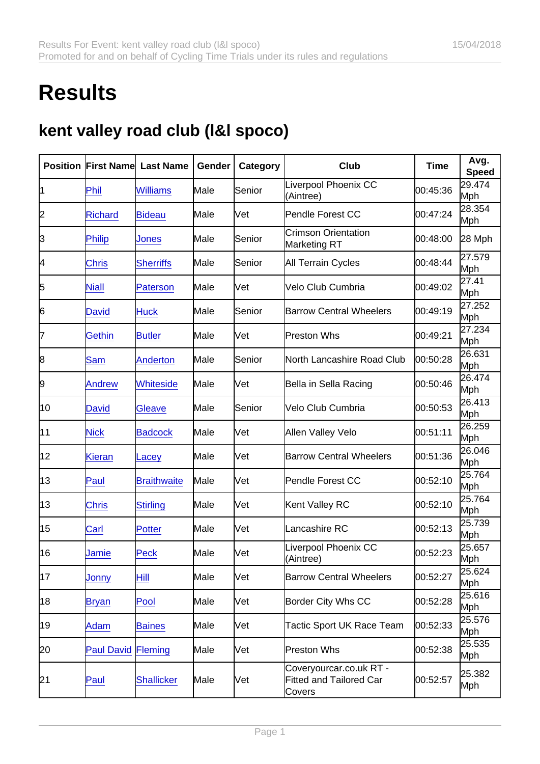# Results

## kent valley road club (l&l spoco)

| Position | First Name | Last Name | Gender | Category | Club | Time | Avg. Speed |
|---|---|---|---|---|---|---|---|
| 1 | Phil | Williams | Male | Senior | Liverpool Phoenix CC (Aintree) | 00:45:36 | 29.474 Mph |
| 2 | Richard | Bideau | Male | Vet | Pendle Forest CC | 00:47:24 | 28.354 Mph |
| 3 | Philip | Jones | Male | Senior | Crimson Orientation Marketing RT | 00:48:00 | 28 Mph |
| 4 | Chris | Sherriffs | Male | Senior | All Terrain Cycles | 00:48:44 | 27.579 Mph |
| 5 | Niall | Paterson | Male | Vet | Velo Club Cumbria | 00:49:02 | 27.41 Mph |
| 6 | David | Huck | Male | Senior | Barrow Central Wheelers | 00:49:19 | 27.252 Mph |
| 7 | Gethin | Butler | Male | Vet | Preston Whs | 00:49:21 | 27.234 Mph |
| 8 | Sam | Anderton | Male | Senior | North Lancashire Road Club | 00:50:28 | 26.631 Mph |
| 9 | Andrew | Whiteside | Male | Vet | Bella in Sella Racing | 00:50:46 | 26.474 Mph |
| 10 | David | Gleave | Male | Senior | Velo Club Cumbria | 00:50:53 | 26.413 Mph |
| 11 | Nick | Badcock | Male | Vet | Allen Valley Velo | 00:51:11 | 26.259 Mph |
| 12 | Kieran | Lacey | Male | Vet | Barrow Central Wheelers | 00:51:36 | 26.046 Mph |
| 13 | Paul | Braithwaite | Male | Vet | Pendle Forest CC | 00:52:10 | 25.764 Mph |
| 13 | Chris | Stirling | Male | Vet | Kent Valley RC | 00:52:10 | 25.764 Mph |
| 15 | Carl | Potter | Male | Vet | Lancashire RC | 00:52:13 | 25.739 Mph |
| 16 | Jamie | Peck | Male | Vet | Liverpool Phoenix CC (Aintree) | 00:52:23 | 25.657 Mph |
| 17 | Jonny | Hill | Male | Vet | Barrow Central Wheelers | 00:52:27 | 25.624 Mph |
| 18 | Bryan | Pool | Male | Vet | Border City Whs CC | 00:52:28 | 25.616 Mph |
| 19 | Adam | Baines | Male | Vet | Tactic Sport UK Race Team | 00:52:33 | 25.576 Mph |
| 20 | Paul David | Fleming | Male | Vet | Preston Whs | 00:52:38 | 25.535 Mph |
| 21 | Paul | Shallicker | Male | Vet | Coveryourcar.co.uk RT - Fitted and Tailored Car Covers | 00:52:57 | 25.382 Mph |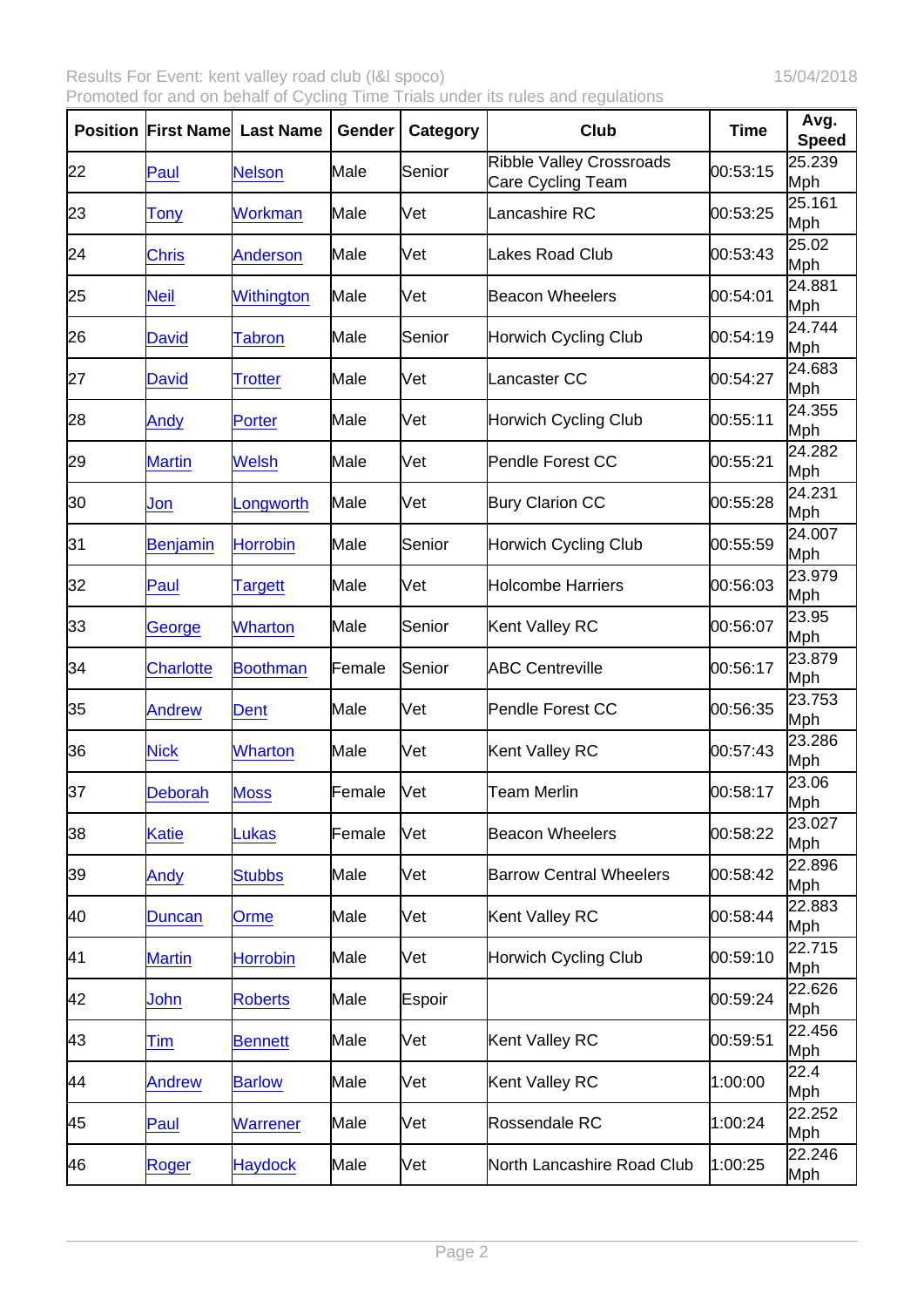Results For Event: kent valley road club (l&l spoco) 15/04/2018
Promoted for and on behalf of Cycling Time Trials under its rules and regulations

| Position | First Name | Last Name | Gender | Category | Club | Time | Avg. Speed |
|---|---|---|---|---|---|---|---|
| 22 | Paul | Nelson | Male | Senior | Ribble Valley Crossroads Care Cycling Team | 00:53:15 | 25.239 Mph |
| 23 | Tony | Workman | Male | Vet | Lancashire RC | 00:53:25 | 25.161 Mph |
| 24 | Chris | Anderson | Male | Vet | Lakes Road Club | 00:53:43 | 25.02 Mph |
| 25 | Neil | Withington | Male | Vet | Beacon Wheelers | 00:54:01 | 24.881 Mph |
| 26 | David | Tabron | Male | Senior | Horwich Cycling Club | 00:54:19 | 24.744 Mph |
| 27 | David | Trotter | Male | Vet | Lancaster CC | 00:54:27 | 24.683 Mph |
| 28 | Andy | Porter | Male | Vet | Horwich Cycling Club | 00:55:11 | 24.355 Mph |
| 29 | Martin | Welsh | Male | Vet | Pendle Forest CC | 00:55:21 | 24.282 Mph |
| 30 | Jon | Longworth | Male | Vet | Bury Clarion CC | 00:55:28 | 24.231 Mph |
| 31 | Benjamin | Horrobin | Male | Senior | Horwich Cycling Club | 00:55:59 | 24.007 Mph |
| 32 | Paul | Targett | Male | Vet | Holcombe Harriers | 00:56:03 | 23.979 Mph |
| 33 | George | Wharton | Male | Senior | Kent Valley RC | 00:56:07 | 23.95 Mph |
| 34 | Charlotte | Boothman | Female | Senior | ABC Centreville | 00:56:17 | 23.879 Mph |
| 35 | Andrew | Dent | Male | Vet | Pendle Forest CC | 00:56:35 | 23.753 Mph |
| 36 | Nick | Wharton | Male | Vet | Kent Valley RC | 00:57:43 | 23.286 Mph |
| 37 | Deborah | Moss | Female | Vet | Team Merlin | 00:58:17 | 23.06 Mph |
| 38 | Katie | Lukas | Female | Vet | Beacon Wheelers | 00:58:22 | 23.027 Mph |
| 39 | Andy | Stubbs | Male | Vet | Barrow Central Wheelers | 00:58:42 | 22.896 Mph |
| 40 | Duncan | Orme | Male | Vet | Kent Valley RC | 00:58:44 | 22.883 Mph |
| 41 | Martin | Horrobin | Male | Vet | Horwich Cycling Club | 00:59:10 | 22.715 Mph |
| 42 | John | Roberts | Male | Espoir | | 00:59:24 | 22.626 Mph |
| 43 | Tim | Bennett | Male | Vet | Kent Valley RC | 00:59:51 | 22.456 Mph |
| 44 | Andrew | Barlow | Male | Vet | Kent Valley RC | 1:00:00 | 22.4 Mph |
| 45 | Paul | Warrener | Male | Vet | Rossendale RC | 1:00:24 | 22.252 Mph |
| 46 | Roger | Haydock | Male | Vet | North Lancashire Road Club | 1:00:25 | 22.246 Mph |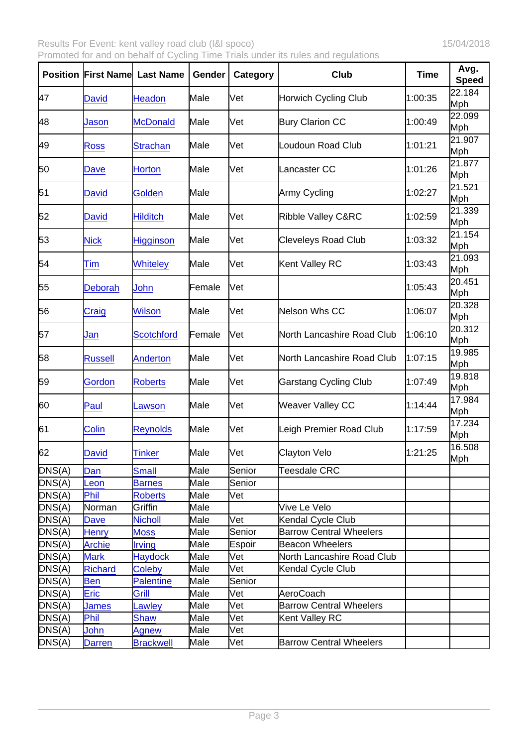Results For Event: kent valley road club (l&l spoco) 15/04/2018
Promoted for and on behalf of Cycling Time Trials under its rules and regulations

| Position | First Name | Last Name | Gender | Category | Club | Time | Avg. Speed |
|---|---|---|---|---|---|---|---|
| 47 | David | Headon | Male | Vet | Horwich Cycling Club | 1:00:35 | 22.184 Mph |
| 48 | Jason | McDonald | Male | Vet | Bury Clarion CC | 1:00:49 | 22.099 Mph |
| 49 | Ross | Strachan | Male | Vet | Loudoun Road Club | 1:01:21 | 21.907 Mph |
| 50 | Dave | Horton | Male | Vet | Lancaster CC | 1:01:26 | 21.877 Mph |
| 51 | David | Golden | Male | | Army Cycling | 1:02:27 | 21.521 Mph |
| 52 | David | Hilditch | Male | Vet | Ribble Valley C&RC | 1:02:59 | 21.339 Mph |
| 53 | Nick | Higginson | Male | Vet | Cleveleys Road Club | 1:03:32 | 21.154 Mph |
| 54 | Tim | Whiteley | Male | Vet | Kent Valley RC | 1:03:43 | 21.093 Mph |
| 55 | Deborah | John | Female | Vet | | 1:05:43 | 20.451 Mph |
| 56 | Craig | Wilson | Male | Vet | Nelson Whs CC | 1:06:07 | 20.328 Mph |
| 57 | Jan | Scotchford | Female | Vet | North Lancashire Road Club | 1:06:10 | 20.312 Mph |
| 58 | Russell | Anderton | Male | Vet | North Lancashire Road Club | 1:07:15 | 19.985 Mph |
| 59 | Gordon | Roberts | Male | Vet | Garstang Cycling Club | 1:07:49 | 19.818 Mph |
| 60 | Paul | Lawson | Male | Vet | Weaver Valley CC | 1:14:44 | 17.984 Mph |
| 61 | Colin | Reynolds | Male | Vet | Leigh Premier Road Club | 1:17:59 | 17.234 Mph |
| 62 | David | Tinker | Male | Vet | Clayton Velo | 1:21:25 | 16.508 Mph |
| DNS(A) | Dan | Small | Male | Senior | Teesdale CRC | | |
| DNS(A) | Leon | Barnes | Male | Senior | | | |
| DNS(A) | Phil | Roberts | Male | Vet | | | |
| DNS(A) | Norman | Griffin | Male | | Vive Le Velo | | |
| DNS(A) | Dave | Nicholl | Male | Vet | Kendal Cycle Club | | |
| DNS(A) | Henry | Moss | Male | Senior | Barrow Central Wheelers | | |
| DNS(A) | Archie | Irving | Male | Espoir | Beacon Wheelers | | |
| DNS(A) | Mark | Haydock | Male | Vet | North Lancashire Road Club | | |
| DNS(A) | Richard | Coleby | Male | Vet | Kendal Cycle Club | | |
| DNS(A) | Ben | Palentine | Male | Senior | | | |
| DNS(A) | Eric | Grill | Male | Vet | AeroCoach | | |
| DNS(A) | James | Lawley | Male | Vet | Barrow Central Wheelers | | |
| DNS(A) | Phil | Shaw | Male | Vet | Kent Valley RC | | |
| DNS(A) | John | Agnew | Male | Vet | | | |
| DNS(A) | Darren | Brackwell | Male | Vet | Barrow Central Wheelers | | |